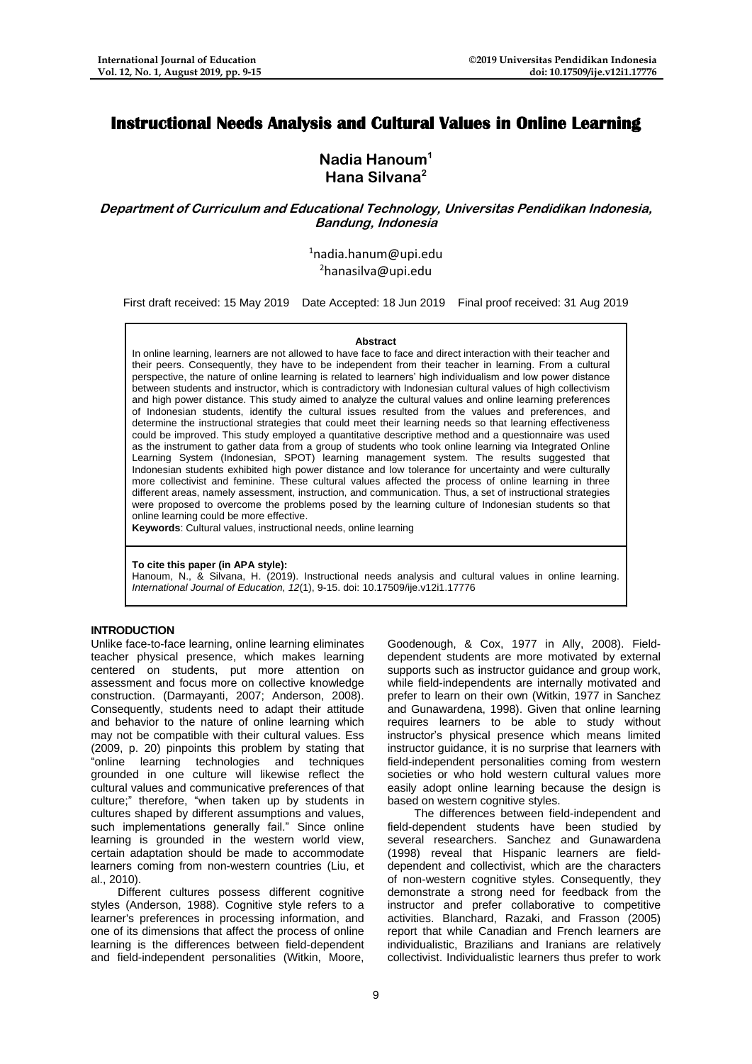# Instructional Needs Analysis and Cultural Values in Online Learning

**Nadia Hanoum[1]**
**Hana Silvana[2]**

***Department of Curriculum and Educational Technology, Universitas Pendidikan Indonesia, Bandung, Indonesia***

[1]nadia.hanum@upi.edu
[2]hanasilva@upi.edu

First draft received: 15 May 2019 Date Accepted: 18 Jun 2019 Final proof received: 31 Aug 2019

**Abstract**

In online learning, learners are not allowed to have face to face and direct interaction with their teacher and their peers. Consequently, they have to be independent from their teacher in learning. From a cultural perspective, the nature of online learning is related to learners' high individualism and low power distance between students and instructor, which is contradictory with Indonesian cultural values of high collectivism and high power distance. This study aimed to analyze the cultural values and online learning preferences of Indonesian students, identify the cultural issues resulted from the values and preferences, and determine the instructional strategies that could meet their learning needs so that learning effectiveness could be improved. This study employed a quantitative descriptive method and a questionnaire was used as the instrument to gather data from a group of students who took online learning via Integrated Online Learning System (Indonesian, SPOT) learning management system. The results suggested that Indonesian students exhibited high power distance and low tolerance for uncertainty and were culturally more collectivist and feminine. These cultural values affected the process of online learning in three different areas, namely assessment, instruction, and communication. Thus, a set of instructional strategies were proposed to overcome the problems posed by the learning culture of Indonesian students so that online learning could be more effective.

**Keywords**: Cultural values, instructional needs, online learning

**To cite this paper (in APA style):**
Hanoum, N., & Silvana, H. (2019). Instructional needs analysis and cultural values in online learning. *International Journal of Education, 12*(1), 9-15. doi: 10.17509/ije.v12i1.17776

## INTRODUCTION

Unlike face-to-face learning, online learning eliminates teacher physical presence, which makes learning centered on students, put more attention on assessment and focus more on collective knowledge construction. (Darmayanti, 2007; Anderson, 2008). Consequently, students need to adapt their attitude and behavior to the nature of online learning which may not be compatible with their cultural values. Ess (2009, p. 20) pinpoints this problem by stating that "online learning technologies and techniques grounded in one culture will likewise reflect the cultural values and communicative preferences of that culture;" therefore, "when taken up by students in cultures shaped by different assumptions and values, such implementations generally fail." Since online learning is grounded in the western world view, certain adaptation should be made to accommodate learners coming from non-western countries (Liu, et al., 2010).

Different cultures possess different cognitive styles (Anderson, 1988). Cognitive style refers to a learner's preferences in processing information, and one of its dimensions that affect the process of online learning is the differences between field-dependent and field-independent personalities (Witkin, Moore, Goodenough, & Cox, 1977 in Ally, 2008). Field-dependent students are more motivated by external supports such as instructor guidance and group work, while field-independents are internally motivated and prefer to learn on their own (Witkin, 1977 in Sanchez and Gunawardena, 1998). Given that online learning requires learners to be able to study without instructor's physical presence which means limited instructor guidance, it is no surprise that learners with field-independent personalities coming from western societies or who hold western cultural values more easily adopt online learning because the design is based on western cognitive styles.

The differences between field-independent and field-dependent students have been studied by several researchers. Sanchez and Gunawardena (1998) reveal that Hispanic learners are field-dependent and collectivist, which are the characters of non-western cognitive styles. Consequently, they demonstrate a strong need for feedback from the instructor and prefer collaborative to competitive activities. Blanchard, Razaki, and Frasson (2005) report that while Canadian and French learners are individualistic, Brazilians and Iranians are relatively collectivist. Individualistic learners thus prefer to work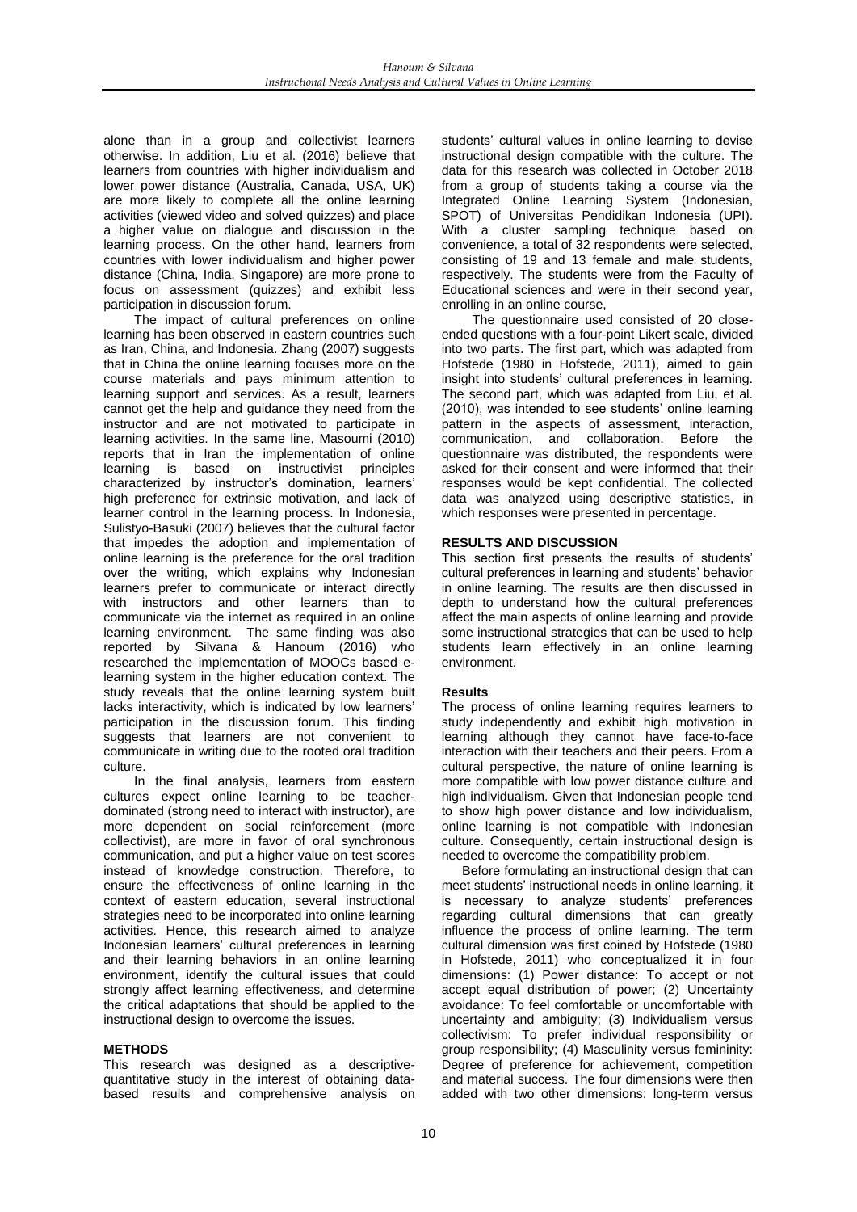alone than in a group and collectivist learners otherwise. In addition, Liu et al. (2016) believe that learners from countries with higher individualism and lower power distance (Australia, Canada, USA, UK) are more likely to complete all the online learning activities (viewed video and solved quizzes) and place a higher value on dialogue and discussion in the learning process. On the other hand, learners from countries with lower individualism and higher power distance (China, India, Singapore) are more prone to focus on assessment (quizzes) and exhibit less participation in discussion forum.

The impact of cultural preferences on online learning has been observed in eastern countries such as Iran, China, and Indonesia. Zhang (2007) suggests that in China the online learning focuses more on the course materials and pays minimum attention to learning support and services. As a result, learners cannot get the help and guidance they need from the instructor and are not motivated to participate in learning activities. In the same line, Masoumi (2010) reports that in Iran the implementation of online learning is based on instructivist principles characterized by instructor's domination, learners' high preference for extrinsic motivation, and lack of learner control in the learning process. In Indonesia, Sulistyo-Basuki (2007) believes that the cultural factor that impedes the adoption and implementation of online learning is the preference for the oral tradition over the writing, which explains why Indonesian learners prefer to communicate or interact directly with instructors and other learners than to communicate via the internet as required in an online learning environment. The same finding was also reported by Silvana & Hanoum (2016) who researched the implementation of MOOCs based e-learning system in the higher education context. The study reveals that the online learning system built lacks interactivity, which is indicated by low learners' participation in the discussion forum. This finding suggests that learners are not convenient to communicate in writing due to the rooted oral tradition culture.

In the final analysis, learners from eastern cultures expect online learning to be teacher-dominated (strong need to interact with instructor), are more dependent on social reinforcement (more collectivist), are more in favor of oral synchronous communication, and put a higher value on test scores instead of knowledge construction. Therefore, to ensure the effectiveness of online learning in the context of eastern education, several instructional strategies need to be incorporated into online learning activities. Hence, this research aimed to analyze Indonesian learners' cultural preferences in learning and their learning behaviors in an online learning environment, identify the cultural issues that could strongly affect learning effectiveness, and determine the critical adaptations that should be applied to the instructional design to overcome the issues.

## METHODS

This research was designed as a descriptive-quantitative study in the interest of obtaining data-based results and comprehensive analysis on students' cultural values in online learning to devise instructional design compatible with the culture. The data for this research was collected in October 2018 from a group of students taking a course via the Integrated Online Learning System (Indonesian, SPOT) of Universitas Pendidikan Indonesia (UPI). With a cluster sampling technique based on convenience, a total of 32 respondents were selected, consisting of 19 and 13 female and male students, respectively. The students were from the Faculty of Educational sciences and were in their second year, enrolling in an online course,

The questionnaire used consisted of 20 close-ended questions with a four-point Likert scale, divided into two parts. The first part, which was adapted from Hofstede (1980 in Hofstede, 2011), aimed to gain insight into students' cultural preferences in learning. The second part, which was adapted from Liu, et al. (2010), was intended to see students' online learning pattern in the aspects of assessment, interaction, communication, and collaboration. Before the questionnaire was distributed, the respondents were asked for their consent and were informed that their responses would be kept confidential. The collected data was analyzed using descriptive statistics, in which responses were presented in percentage.

## RESULTS AND DISCUSSION

This section first presents the results of students' cultural preferences in learning and students' behavior in online learning. The results are then discussed in depth to understand how the cultural preferences affect the main aspects of online learning and provide some instructional strategies that can be used to help students learn effectively in an online learning environment.

### Results

The process of online learning requires learners to study independently and exhibit high motivation in learning although they cannot have face-to-face interaction with their teachers and their peers. From a cultural perspective, the nature of online learning is more compatible with low power distance culture and high individualism. Given that Indonesian people tend to show high power distance and low individualism, online learning is not compatible with Indonesian culture. Consequently, certain instructional design is needed to overcome the compatibility problem.

Before formulating an instructional design that can meet students' instructional needs in online learning, it is necessary to analyze students' preferences regarding cultural dimensions that can greatly influence the process of online learning. The term cultural dimension was first coined by Hofstede (1980 in Hofstede, 2011) who conceptualized it in four dimensions: (1) Power distance: To accept or not accept equal distribution of power; (2) Uncertainty avoidance: To feel comfortable or uncomfortable with uncertainty and ambiguity; (3) Individualism versus collectivism: To prefer individual responsibility or group responsibility; (4) Masculinity versus femininity: Degree of preference for achievement, competition and material success. The four dimensions were then added with two other dimensions: long-term versus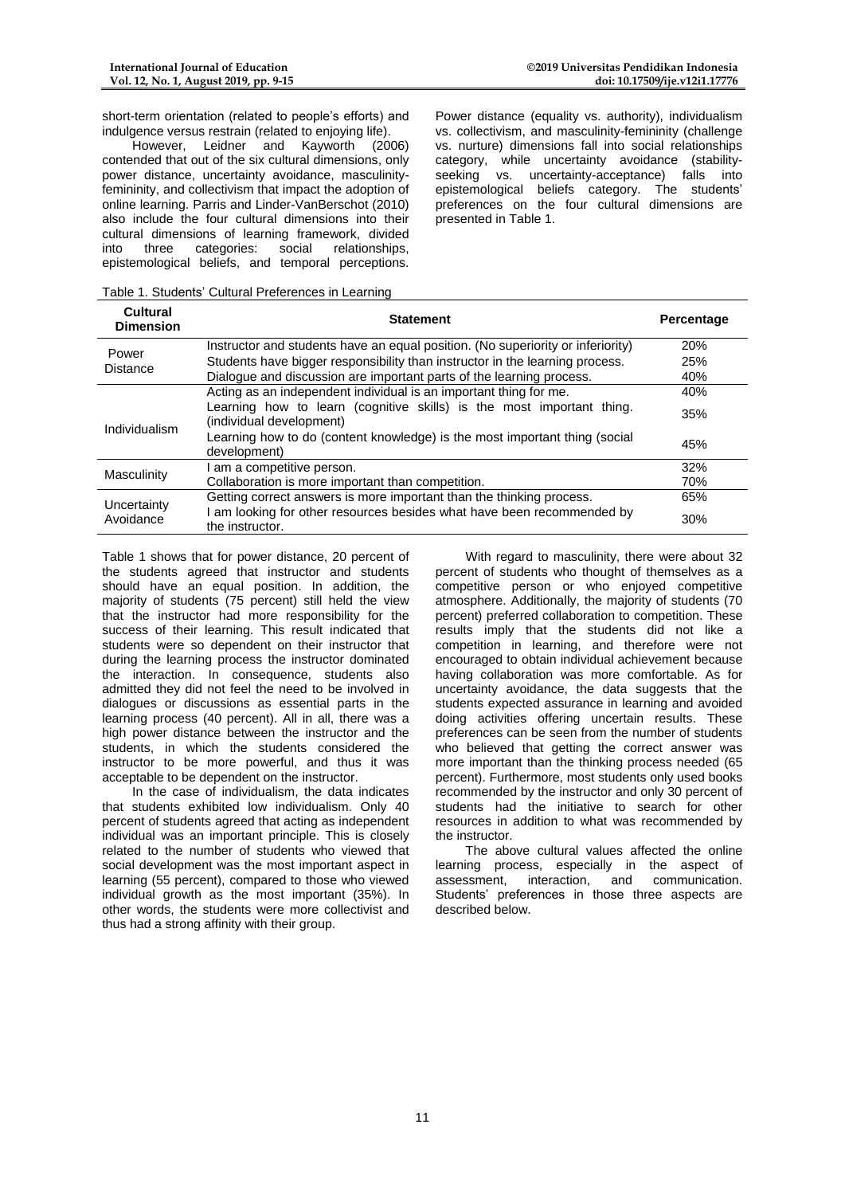short-term orientation (related to people's efforts) and indulgence versus restrain (related to enjoying life).

However, Leidner and Kayworth (2006) contended that out of the six cultural dimensions, only power distance, uncertainty avoidance, masculinity-femininity, and collectivism that impact the adoption of online learning. Parris and Linder-VanBerschot (2010) also include the four cultural dimensions into their cultural dimensions of learning framework, divided into three categories: social relationships, epistemological beliefs, and temporal perceptions. Power distance (equality vs. authority), individualism vs. collectivism, and masculinity-femininity (challenge vs. nurture) dimensions fall into social relationships category, while uncertainty avoidance (stability-seeking vs. uncertainty-acceptance) falls into epistemological beliefs category. The students' preferences on the four cultural dimensions are presented in Table 1.

Table 1. Students' Cultural Preferences in Learning

| Cultural Dimension | Statement | Percentage |
|---|---|---|
| Power Distance | Instructor and students have an equal position. (No superiority or inferiority) | 20% |
| | Students have bigger responsibility than instructor in the learning process. | 25% |
| | Dialogue and discussion are important parts of the learning process. | 40% |
| Individualism | Acting as an independent individual is an important thing for me. | 40% |
| | Learning how to learn (cognitive skills) is the most important thing. (individual development) | 35% |
| | Learning how to do (content knowledge) is the most important thing (social development) | 45% |
| Masculinity | I am a competitive person. | 32% |
| | Collaboration is more important than competition. | 70% |
| Uncertainty Avoidance | Getting correct answers is more important than the thinking process. | 65% |
| | I am looking for other resources besides what have been recommended by the instructor. | 30% |

Table 1 shows that for power distance, 20 percent of the students agreed that instructor and students should have an equal position. In addition, the majority of students (75 percent) still held the view that the instructor had more responsibility for the success of their learning. This result indicated that students were so dependent on their instructor that during the learning process the instructor dominated the interaction. In consequence, students also admitted they did not feel the need to be involved in dialogues or discussions as essential parts in the learning process (40 percent). All in all, there was a high power distance between the instructor and the students, in which the students considered the instructor to be more powerful, and thus it was acceptable to be dependent on the instructor.

In the case of individualism, the data indicates that students exhibited low individualism. Only 40 percent of students agreed that acting as independent individual was an important principle. This is closely related to the number of students who viewed that social development was the most important aspect in learning (55 percent), compared to those who viewed individual growth as the most important (35%). In other words, the students were more collectivist and thus had a strong affinity with their group.

With regard to masculinity, there were about 32 percent of students who thought of themselves as a competitive person or who enjoyed competitive atmosphere. Additionally, the majority of students (70 percent) preferred collaboration to competition. These results imply that the students did not like a competition in learning, and therefore were not encouraged to obtain individual achievement because having collaboration was more comfortable. As for uncertainty avoidance, the data suggests that the students expected assurance in learning and avoided doing activities offering uncertain results. These preferences can be seen from the number of students who believed that getting the correct answer was more important than the thinking process needed (65 percent). Furthermore, most students only used books recommended by the instructor and only 30 percent of students had the initiative to search for other resources in addition to what was recommended by the instructor.

The above cultural values affected the online learning process, especially in the aspect of assessment, interaction, and communication. Students' preferences in those three aspects are described below.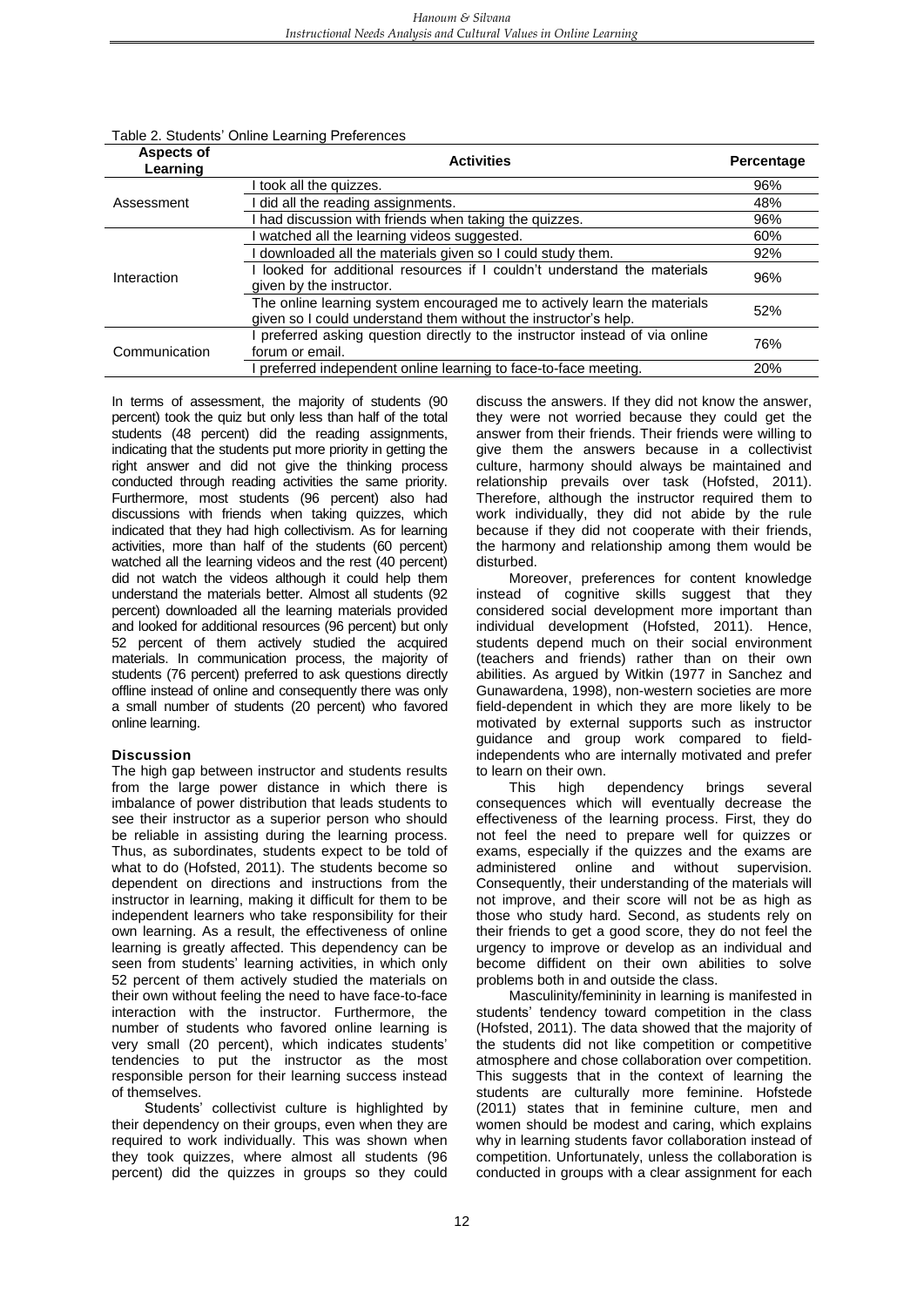Table 2. Students' Online Learning Preferences

| Aspects of Learning | Activities | Percentage |
|---|---|---|
| Assessment | I took all the quizzes. | 96% |
| | I did all the reading assignments. | 48% |
| | I had discussion with friends when taking the quizzes. | 96% |
| Interaction | I watched all the learning videos suggested. | 60% |
| | I downloaded all the materials given so I could study them. | 92% |
| | I looked for additional resources if I couldn't understand the materials given by the instructor. | 96% |
| | The online learning system encouraged me to actively learn the materials given so I could understand them without the instructor's help. | 52% |
| Communication | I preferred asking question directly to the instructor instead of via online forum or email. | 76% |
| | I preferred independent online learning to face-to-face meeting. | 20% |

In terms of assessment, the majority of students (90 percent) took the quiz but only less than half of the total students (48 percent) did the reading assignments, indicating that the students put more priority in getting the right answer and did not give the thinking process conducted through reading activities the same priority. Furthermore, most students (96 percent) also had discussions with friends when taking quizzes, which indicated that they had high collectivism. As for learning activities, more than half of the students (60 percent) watched all the learning videos and the rest (40 percent) did not watch the videos although it could help them understand the materials better. Almost all students (92 percent) downloaded all the learning materials provided and looked for additional resources (96 percent) but only 52 percent of them actively studied the acquired materials. In communication process, the majority of students (76 percent) preferred to ask questions directly offline instead of online and consequently there was only a small number of students (20 percent) who favored online learning.

### Discussion

The high gap between instructor and students results from the large power distance in which there is imbalance of power distribution that leads students to see their instructor as a superior person who should be reliable in assisting during the learning process. Thus, as subordinates, students expect to be told of what to do (Hofsted, 2011). The students become so dependent on directions and instructions from the instructor in learning, making it difficult for them to be independent learners who take responsibility for their own learning. As a result, the effectiveness of online learning is greatly affected. This dependency can be seen from students' learning activities, in which only 52 percent of them actively studied the materials on their own without feeling the need to have face-to-face interaction with the instructor. Furthermore, the number of students who favored online learning is very small (20 percent), which indicates students' tendencies to put the instructor as the most responsible person for their learning success instead of themselves.

Students' collectivist culture is highlighted by their dependency on their groups, even when they are required to work individually. This was shown when they took quizzes, where almost all students (96 percent) did the quizzes in groups so they could discuss the answers. If they did not know the answer, they were not worried because they could get the answer from their friends. Their friends were willing to give them the answers because in a collectivist culture, harmony should always be maintained and relationship prevails over task (Hofsted, 2011). Therefore, although the instructor required them to work individually, they did not abide by the rule because if they did not cooperate with their friends, the harmony and relationship among them would be disturbed.

Moreover, preferences for content knowledge instead of cognitive skills suggest that they considered social development more important than individual development (Hofsted, 2011). Hence, students depend much on their social environment (teachers and friends) rather than on their own abilities. As argued by Witkin (1977 in Sanchez and Gunawardena, 1998), non-western societies are more field-dependent in which they are more likely to be motivated by external supports such as instructor guidance and group work compared to field-independents who are internally motivated and prefer to learn on their own.

This high dependency brings several consequences which will eventually decrease the effectiveness of the learning process. First, they do not feel the need to prepare well for quizzes or exams, especially if the quizzes and the exams are administered online and without supervision. Consequently, their understanding of the materials will not improve, and their score will not be as high as those who study hard. Second, as students rely on their friends to get a good score, they do not feel the urgency to improve or develop as an individual and become diffident on their own abilities to solve problems both in and outside the class.

Masculinity/femininity in learning is manifested in students' tendency toward competition in the class (Hofsted, 2011). The data showed that the majority of the students did not like competition or competitive atmosphere and chose collaboration over competition. This suggests that in the context of learning the students are culturally more feminine. Hofstede (2011) states that in feminine culture, men and women should be modest and caring, which explains why in learning students favor collaboration instead of competition. Unfortunately, unless the collaboration is conducted in groups with a clear assignment for each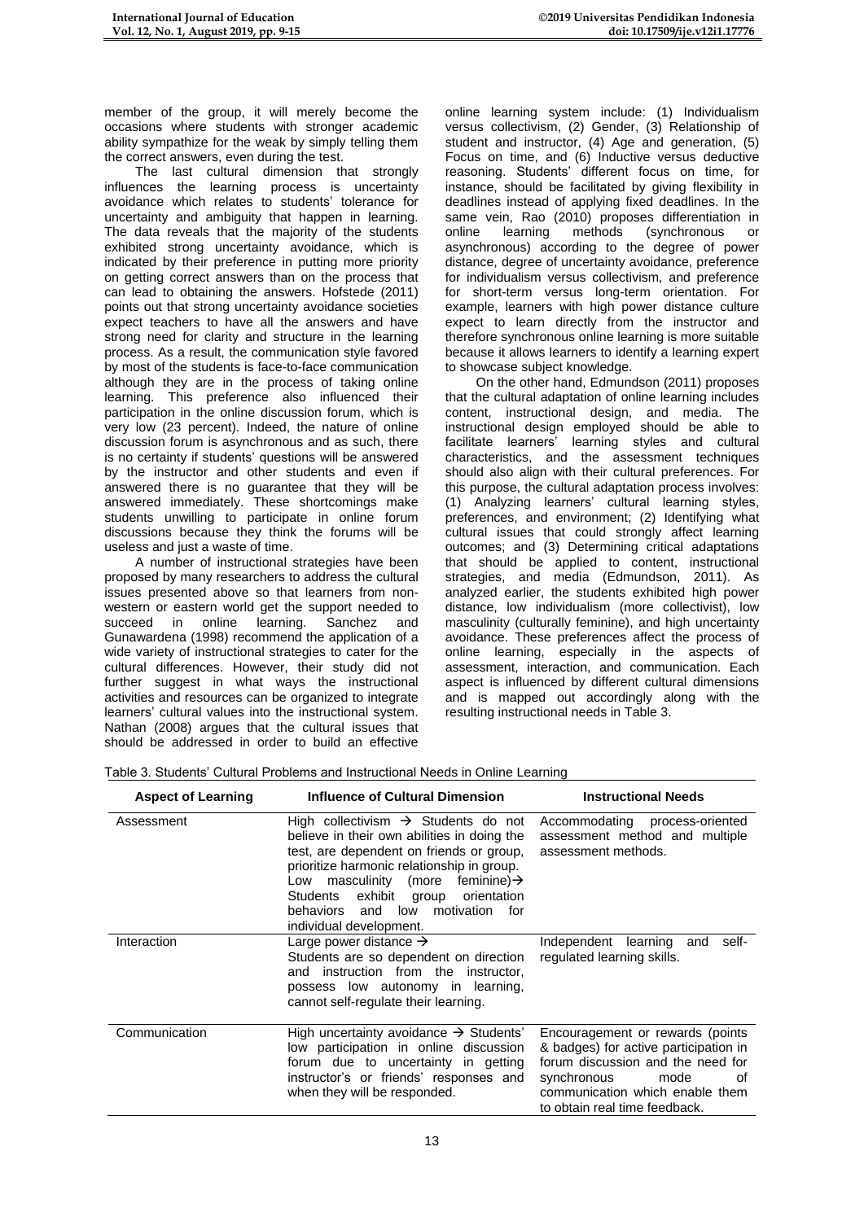member of the group, it will merely become the occasions where students with stronger academic ability sympathize for the weak by simply telling them the correct answers, even during the test.

The last cultural dimension that strongly influences the learning process is uncertainty avoidance which relates to students' tolerance for uncertainty and ambiguity that happen in learning. The data reveals that the majority of the students exhibited strong uncertainty avoidance, which is indicated by their preference in putting more priority on getting correct answers than on the process that can lead to obtaining the answers. Hofstede (2011) points out that strong uncertainty avoidance societies expect teachers to have all the answers and have strong need for clarity and structure in the learning process. As a result, the communication style favored by most of the students is face-to-face communication although they are in the process of taking online learning. This preference also influenced their participation in the online discussion forum, which is very low (23 percent). Indeed, the nature of online discussion forum is asynchronous and as such, there is no certainty if students' questions will be answered by the instructor and other students and even if answered there is no guarantee that they will be answered immediately. These shortcomings make students unwilling to participate in online forum discussions because they think the forums will be useless and just a waste of time.

A number of instructional strategies have been proposed by many researchers to address the cultural issues presented above so that learners from non-western or eastern world get the support needed to succeed in online learning. Sanchez and Gunawardena (1998) recommend the application of a wide variety of instructional strategies to cater for the cultural differences. However, their study did not further suggest in what ways the instructional activities and resources can be organized to integrate learners' cultural values into the instructional system. Nathan (2008) argues that the cultural issues that should be addressed in order to build an effective online learning system include: (1) Individualism versus collectivism, (2) Gender, (3) Relationship of student and instructor, (4) Age and generation, (5) Focus on time, and (6) Inductive versus deductive reasoning. Students' different focus on time, for instance, should be facilitated by giving flexibility in deadlines instead of applying fixed deadlines. In the same vein, Rao (2010) proposes differentiation in online learning methods (synchronous or asynchronous) according to the degree of power distance, degree of uncertainty avoidance, preference for individualism versus collectivism, and preference for short-term versus long-term orientation. For example, learners with high power distance culture expect to learn directly from the instructor and therefore synchronous online learning is more suitable because it allows learners to identify a learning expert to showcase subject knowledge.

On the other hand, Edmundson (2011) proposes that the cultural adaptation of online learning includes content, instructional design, and media. The instructional design employed should be able to facilitate learners' learning styles and cultural characteristics, and the assessment techniques should also align with their cultural preferences. For this purpose, the cultural adaptation process involves: (1) Analyzing learners' cultural learning styles, preferences, and environment; (2) Identifying what cultural issues that could strongly affect learning outcomes; and (3) Determining critical adaptations that should be applied to content, instructional strategies, and media (Edmundson, 2011). As analyzed earlier, the students exhibited high power distance, low individualism (more collectivist), low masculinity (culturally feminine), and high uncertainty avoidance. These preferences affect the process of online learning, especially in the aspects of assessment, interaction, and communication. Each aspect is influenced by different cultural dimensions and is mapped out accordingly along with the resulting instructional needs in Table 3.

Table 3. Students' Cultural Problems and Instructional Needs in Online Learning

| Aspect of Learning | Influence of Cultural Dimension | Instructional Needs |
|---|---|---|
| Assessment | High collectivism → Students do not believe in their own abilities in doing the test, are dependent on friends or group, prioritize harmonic relationship in group. Low masculinity (more feminine)→ Students exhibit group orientation behaviors and low motivation for individual development. | Accommodating process-oriented assessment method and multiple assessment methods. |
| Interaction | Large power distance → Students are so dependent on direction and instruction from the instructor, possess low autonomy in learning, cannot self-regulate their learning. | Independent learning and self-regulated learning skills. |
| Communication | High uncertainty avoidance → Students' low participation in online discussion forum due to uncertainty in getting instructor's or friends' responses and when they will be responded. | Encouragement or rewards (points & badges) for active participation in forum discussion and the need for synchronous mode of communication which enable them to obtain real time feedback. |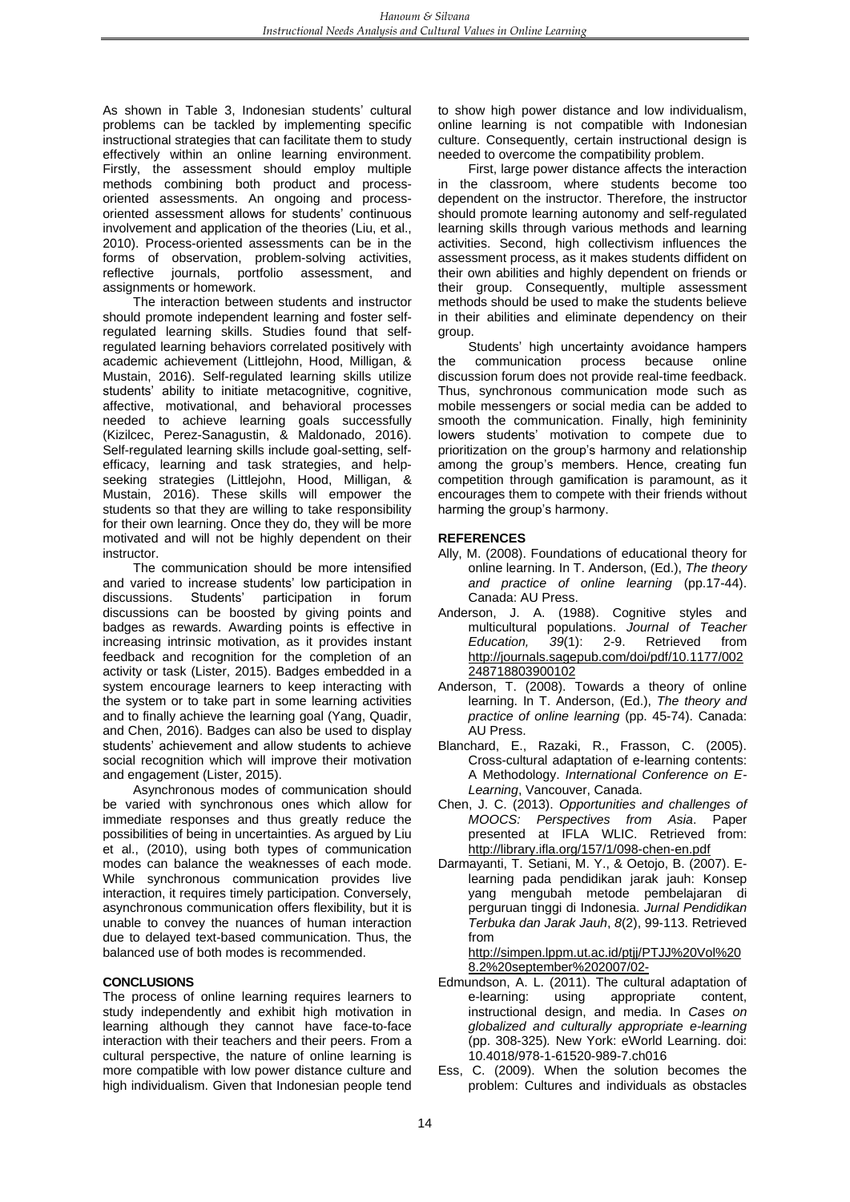As shown in Table 3, Indonesian students' cultural problems can be tackled by implementing specific instructional strategies that can facilitate them to study effectively within an online learning environment. Firstly, the assessment should employ multiple methods combining both product and process-oriented assessments. An ongoing and process-oriented assessment allows for students' continuous involvement and application of the theories (Liu, et al., 2010). Process-oriented assessments can be in the forms of observation, problem-solving activities, reflective journals, portfolio assessment, and assignments or homework.

The interaction between students and instructor should promote independent learning and foster self-regulated learning skills. Studies found that self-regulated learning behaviors correlated positively with academic achievement (Littlejohn, Hood, Milligan, & Mustain, 2016). Self-regulated learning skills utilize students' ability to initiate metacognitive, cognitive, affective, motivational, and behavioral processes needed to achieve learning goals successfully (Kizilcec, Perez-Sanagustin, & Maldonado, 2016). Self-regulated learning skills include goal-setting, self-efficacy, learning and task strategies, and help-seeking strategies (Littlejohn, Hood, Milligan, & Mustain, 2016). These skills will empower the students so that they are willing to take responsibility for their own learning. Once they do, they will be more motivated and will not be highly dependent on their instructor.

The communication should be more intensified and varied to increase students' low participation in discussions. Students' participation in forum discussions can be boosted by giving points and badges as rewards. Awarding points is effective in increasing intrinsic motivation, as it provides instant feedback and recognition for the completion of an activity or task (Lister, 2015). Badges embedded in a system encourage learners to keep interacting with the system or to take part in some learning activities and to finally achieve the learning goal (Yang, Quadir, and Chen, 2016). Badges can also be used to display students' achievement and allow students to achieve social recognition which will improve their motivation and engagement (Lister, 2015).

Asynchronous modes of communication should be varied with synchronous ones which allow for immediate responses and thus greatly reduce the possibilities of being in uncertainties. As argued by Liu et al., (2010), using both types of communication modes can balance the weaknesses of each mode. While synchronous communication provides live interaction, it requires timely participation. Conversely, asynchronous communication offers flexibility, but it is unable to convey the nuances of human interaction due to delayed text-based communication. Thus, the balanced use of both modes is recommended.

## CONCLUSIONS

The process of online learning requires learners to study independently and exhibit high motivation in learning although they cannot have face-to-face interaction with their teachers and their peers. From a cultural perspective, the nature of online learning is more compatible with low power distance culture and high individualism. Given that Indonesian people tend to show high power distance and low individualism, online learning is not compatible with Indonesian culture. Consequently, certain instructional design is needed to overcome the compatibility problem.

First, large power distance affects the interaction in the classroom, where students become too dependent on the instructor. Therefore, the instructor should promote learning autonomy and self-regulated learning skills through various methods and learning activities. Second, high collectivism influences the assessment process, as it makes students diffident on their own abilities and highly dependent on friends or their group. Consequently, multiple assessment methods should be used to make the students believe in their abilities and eliminate dependency on their group.

Students' high uncertainty avoidance hampers the communication process because online discussion forum does not provide real-time feedback. Thus, synchronous communication mode such as mobile messengers or social media can be added to smooth the communication. Finally, high femininity lowers students' motivation to compete due to prioritization on the group's harmony and relationship among the group's members. Hence, creating fun competition through gamification is paramount, as it encourages them to compete with their friends without harming the group's harmony.

## REFERENCES

Ally, M. (2008). Foundations of educational theory for online learning. In T. Anderson, (Ed.), *The theory and practice of online learning* (pp.17-44). Canada: AU Press.

Anderson, J. A. (1988). Cognitive styles and multicultural populations. *Journal of Teacher Education, 39*(1): 2-9. Retrieved from http://journals.sagepub.com/doi/pdf/10.1177/002248718803900102

Anderson, T. (2008). Towards a theory of online learning. In T. Anderson, (Ed.), *The theory and practice of online learning* (pp. 45-74). Canada: AU Press.

Blanchard, E., Razaki, R., Frasson, C. (2005). Cross-cultural adaptation of e-learning contents: A Methodology. *International Conference on E-Learning*, Vancouver, Canada.

Chen, J. C. (2013). *Opportunities and challenges of MOOCS: Perspectives from Asia*. Paper presented at IFLA WLIC. Retrieved from: http://library.ifla.org/157/1/098-chen-en.pdf

Darmayanti, T. Setiani, M. Y., & Oetojo, B. (2007). E-learning pada pendidikan jarak jauh: Konsep yang mengubah metode pembelajaran di perguruan tinggi di Indonesia. *Jurnal Pendidikan Terbuka dan Jarak Jauh*, *8*(2), 99-113. Retrieved from http://simpen.lppm.ut.ac.id/ptjj/PTJJ%20Vol%208.2%20september%202007/02-

Edmundson, A. L. (2011). The cultural adaptation of e-learning: using appropriate content, instructional design, and media. In *Cases on globalized and culturally appropriate e-learning* (pp. 308-325)*.* New York: eWorld Learning. doi: 10.4018/978-1-61520-989-7.ch016

Ess, C. (2009). When the solution becomes the problem: Cultures and individuals as obstacles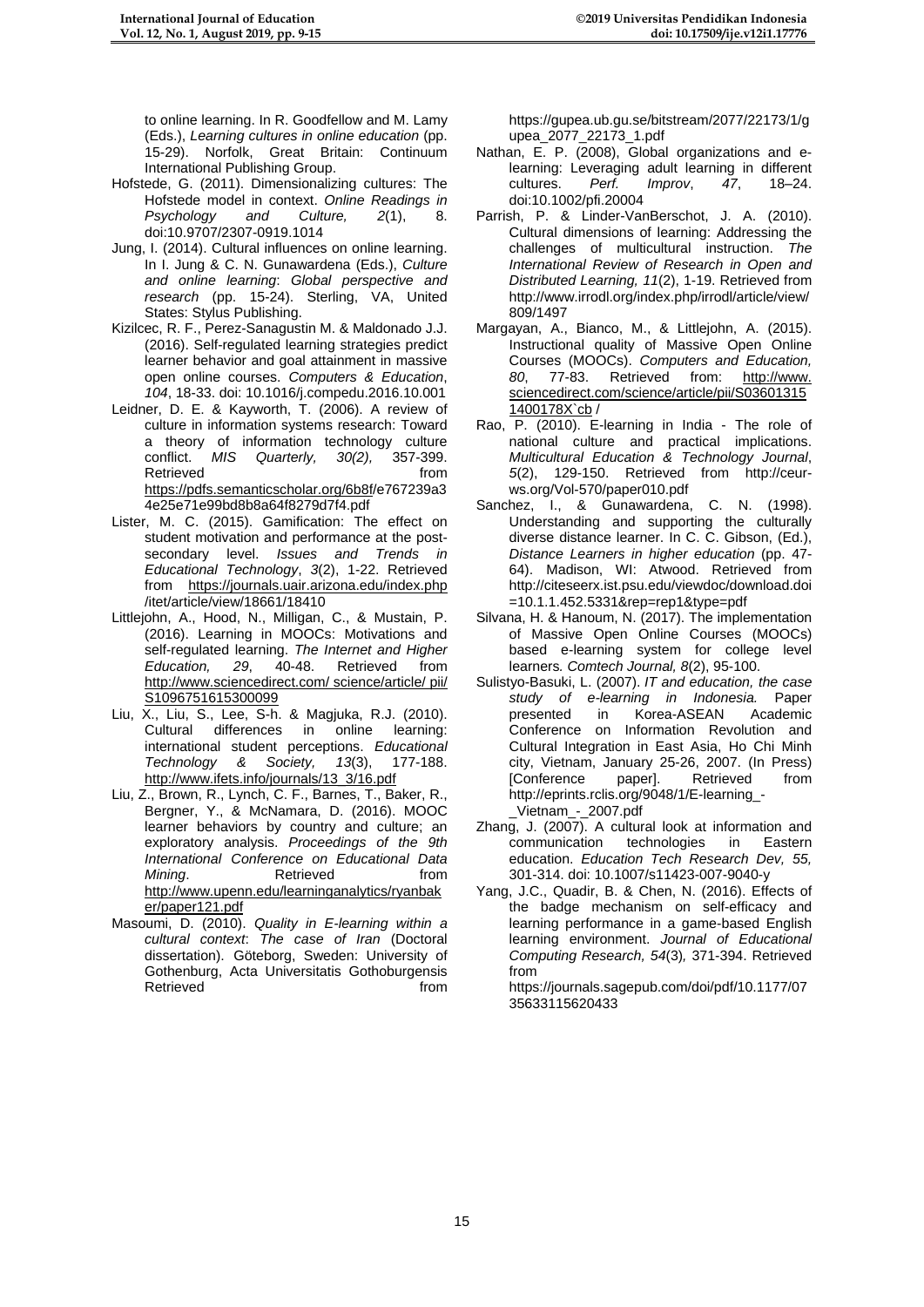to online learning. In R. Goodfellow and M. Lamy (Eds.), *Learning cultures in online education* (pp. 15-29). Norfolk, Great Britain: Continuum International Publishing Group.

Hofstede, G. (2011). Dimensionalizing cultures: The Hofstede model in context. *Online Readings in Psychology and Culture, 2*(1), 8. doi:10.9707/2307-0919.1014

Jung, I. (2014). Cultural influences on online learning. In I. Jung & C. N. Gunawardena (Eds.), *Culture and online learning*: *Global perspective and research* (pp. 15-24). Sterling, VA, United States: Stylus Publishing.

Kizilcec, R. F., Perez-Sanagustin M. & Maldonado J.J. (2016). Self-regulated learning strategies predict learner behavior and goal attainment in massive open online courses. *Computers & Education*, *104*, 18-33. doi: 10.1016/j.compedu.2016.10.001

Leidner, D. E. & Kayworth, T. (2006). A review of culture in information systems research: Toward a theory of information technology culture conflict. *MIS Quarterly, 30(2),* 357-399. Retrieved from https://pdfs.semanticscholar.org/6b8f/e767239a34e25e71e99bd8b8a64f8279d7f4.pdf

Lister, M. C. (2015). Gamification: The effect on student motivation and performance at the post-secondary level. *Issues and Trends in Educational Technology*, *3*(2), 1-22. Retrieved from https://journals.uair.arizona.edu/index.php/itet/article/view/18661/18410

Littlejohn, A., Hood, N., Milligan, C., & Mustain, P. (2016). Learning in MOOCs: Motivations and self-regulated learning. *The Internet and Higher Education, 29*, 40-48. Retrieved from http://www.sciencedirect.com/ science/article/ pii/ S1096751615300099

Liu, X., Liu, S., Lee, S-h. & Magjuka, R.J. (2010). Cultural differences in online learning: international student perceptions. *Educational Technology & Society, 13*(3), 177-188. http://www.ifets.info/journals/13_3/16.pdf

Liu, Z., Brown, R., Lynch, C. F., Barnes, T., Baker, R., Bergner, Y., & McNamara, D. (2016). MOOC learner behaviors by country and culture; an exploratory analysis. *Proceedings of the 9th International Conference on Educational Data Mining*. Retrieved from http://www.upenn.edu/learninganalytics/ryanbaker/paper121.pdf

Masoumi, D. (2010). *Quality in E-learning within a cultural context*: *The case of Iran* (Doctoral dissertation). Göteborg, Sweden: University of Gothenburg, Acta Universitatis Gothoburgensis Retrieved from https://gupea.ub.gu.se/bitstream/2077/22173/1/gupea_2077_22173_1.pdf

Nathan, E. P. (2008), Global organizations and e-learning: Leveraging adult learning in different cultures. *Perf. Improv*, *47*, 18–24. doi:10.1002/pfi.20004

Parrish, P. & Linder-VanBerschot, J. A. (2010). Cultural dimensions of learning: Addressing the challenges of multicultural instruction. *The International Review of Research in Open and Distributed Learning, 11*(2), 1-19. Retrieved from http://www.irrodl.org/index.php/irrodl/article/view/809/1497

Margayan, A., Bianco, M., & Littlejohn, A. (2015). Instructional quality of Massive Open Online Courses (MOOCs). *Computers and Education, 80*, 77-83. Retrieved from: http://www.sciencedirect.com/science/article/pii/S036013151400178X`cb /

Rao, P. (2010). E-learning in India - The role of national culture and practical implications. *Multicultural Education & Technology Journal*, *5*(2), 129-150. Retrieved from http://ceur-ws.org/Vol-570/paper010.pdf

Sanchez, I., & Gunawardena, C. N. (1998). Understanding and supporting the culturally diverse distance learner. In C. C. Gibson, (Ed.), *Distance Learners in higher education* (pp. 47-64). Madison, WI: Atwood. Retrieved from http://citeseerx.ist.psu.edu/viewdoc/download.doi=10.1.1.452.5331&rep=rep1&type=pdf

Silvana, H. & Hanoum, N. (2017). The implementation of Massive Open Online Courses (MOOCs) based e-learning system for college level learners*. Comtech Journal, 8*(2), 95-100.

Sulistyo-Basuki, L. (2007). *IT and education, the case study of e-learning in Indonesia.* Paper presented in Korea-ASEAN Academic Conference on Information Revolution and Cultural Integration in East Asia, Ho Chi Minh city, Vietnam, January 25-26, 2007. (In Press) [Conference paper]. Retrieved from http://eprints.rclis.org/9048/1/E-learning_-_Vietnam_-_2007.pdf

Zhang, J. (2007). A cultural look at information and communication technologies in Eastern education. *Education Tech Research Dev, 55,* 301-314. doi: 10.1007/s11423-007-9040-y

Yang, J.C., Quadir, B. & Chen, N. (2016). Effects of the badge mechanism on self-efficacy and learning performance in a game-based English learning environment. *Journal of Educational Computing Research, 54*(3)*,* 371-394. Retrieved from https://journals.sagepub.com/doi/pdf/10.1177/0735633115620433